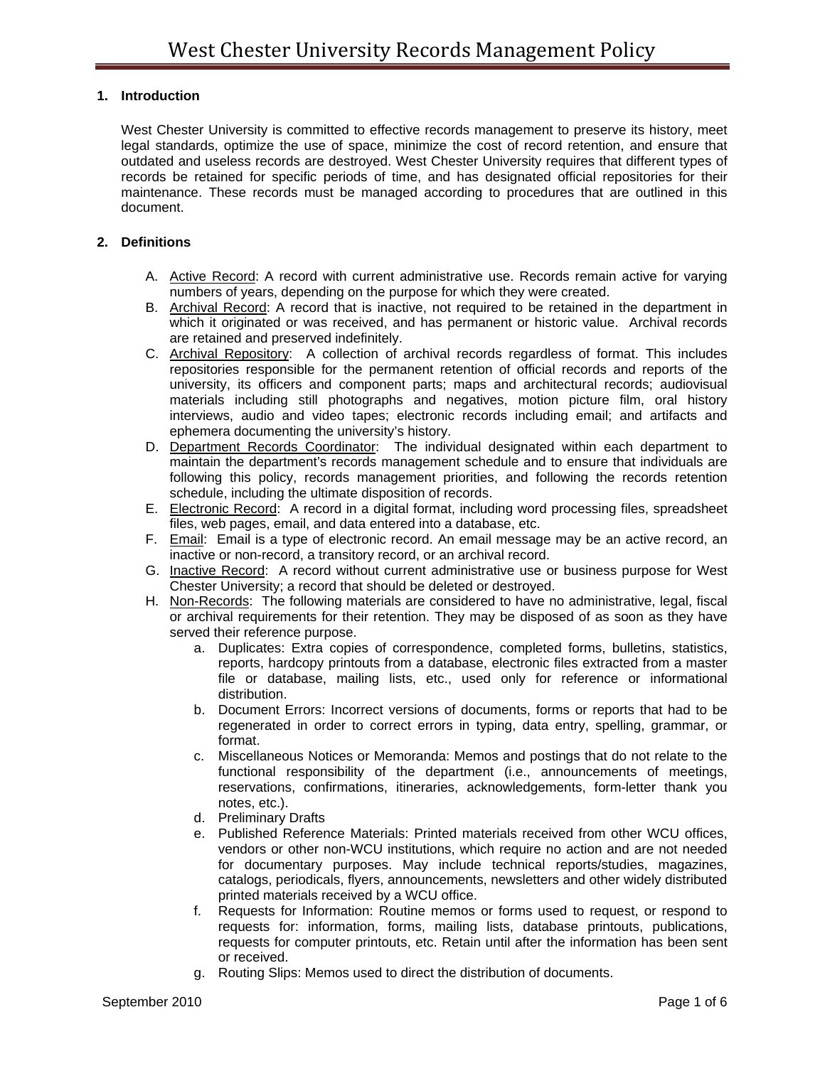# West Chester University Records Management Policy

## 1. Introduction

West Chester University is committed to effective records management to preserve its history, meet legal standards, optimize the use of space, minimize the cost of record retention, and ensure that outdated and useless records are destroyed. West Chester University requires that different types of records be retained for specific periods of time, and has designated official repositories for their maintenance. These records must be managed according to procedures that are outlined in this document.

## 2. Definitions

A. Active Record: A record with current administrative use. Records remain active for varying numbers of years, depending on the purpose for which they were created.

B. Archival Record: A record that is inactive, not required to be retained in the department in which it originated or was received, and has permanent or historic value. Archival records are retained and preserved indefinitely.

C. Archival Repository: A collection of archival records regardless of format. This includes repositories responsible for the permanent retention of official records and reports of the university, its officers and component parts; maps and architectural records; audiovisual materials including still photographs and negatives, motion picture film, oral history interviews, audio and video tapes; electronic records including email; and artifacts and ephemera documenting the university's history.

D. Department Records Coordinator: The individual designated within each department to maintain the department's records management schedule and to ensure that individuals are following this policy, records management priorities, and following the records retention schedule, including the ultimate disposition of records.

E. Electronic Record: A record in a digital format, including word processing files, spreadsheet files, web pages, email, and data entered into a database, etc.

F. Email: Email is a type of electronic record. An email message may be an active record, an inactive or non-record, a transitory record, or an archival record.

G. Inactive Record: A record without current administrative use or business purpose for West Chester University; a record that should be deleted or destroyed.

H. Non-Records: The following materials are considered to have no administrative, legal, fiscal or archival requirements for their retention. They may be disposed of as soon as they have served their reference purpose.

   a. Duplicates: Extra copies of correspondence, completed forms, bulletins, statistics, reports, hardcopy printouts from a database, electronic files extracted from a master file or database, mailing lists, etc., used only for reference or informational distribution.
   
   b. Document Errors: Incorrect versions of documents, forms or reports that had to be regenerated in order to correct errors in typing, data entry, spelling, grammar, or format.
   
   c. Miscellaneous Notices or Memoranda: Memos and postings that do not relate to the functional responsibility of the department (i.e., announcements of meetings, reservations, confirmations, itineraries, acknowledgements, form-letter thank you notes, etc.).
   
   d. Preliminary Drafts
   
   e. Published Reference Materials: Printed materials received from other WCU offices, vendors or other non-WCU institutions, which require no action and are not needed for documentary purposes. May include technical reports/studies, magazines, catalogs, periodicals, flyers, announcements, newsletters and other widely distributed printed materials received by a WCU office.
   
   f. Requests for Information: Routine memos or forms used to request, or respond to requests for: information, forms, mailing lists, database printouts, publications, requests for computer printouts, etc. Retain until after the information has been sent or received.
   
   g. Routing Slips: Memos used to direct the distribution of documents.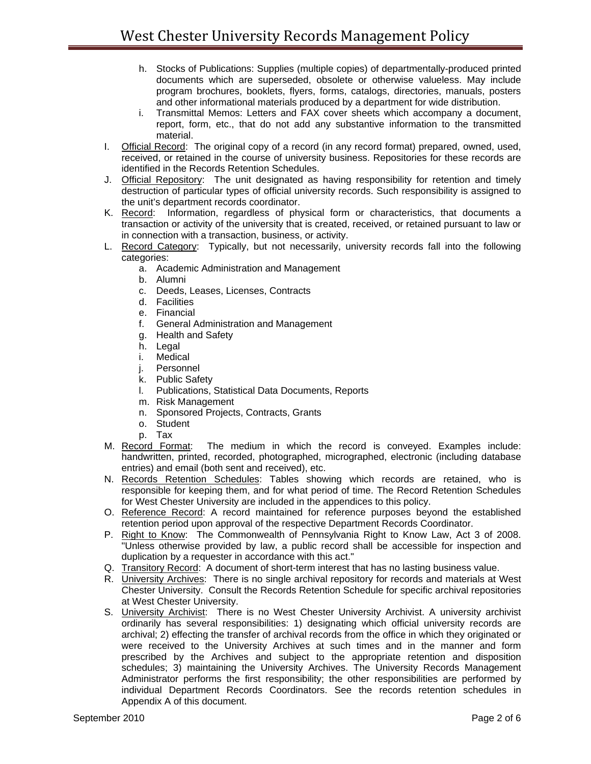h. Stocks of Publications: Supplies (multiple copies) of departmentally-produced printed documents which are superseded, obsolete or otherwise valueless. May include program brochures, booklets, flyers, forms, catalogs, directories, manuals, posters and other informational materials produced by a department for wide distribution.
   i. Transmittal Memos: Letters and FAX cover sheets which accompany a document, report, form, etc., that do not add any substantive information to the transmitted material.

I. <u>Official Record</u>: The original copy of a record (in any record format) prepared, owned, used, received, or retained in the course of university business. Repositories for these records are identified in the Records Retention Schedules.

J. <u>Official Repository</u>: The unit designated as having responsibility for retention and timely destruction of particular types of official university records. Such responsibility is assigned to the unit's department records coordinator.

K. <u>Record</u>: Information, regardless of physical form or characteristics, that documents a transaction or activity of the university that is created, received, or retained pursuant to law or in connection with a transaction, business, or activity.

L. <u>Record Category</u>: Typically, but not necessarily, university records fall into the following categories:
   a. Academic Administration and Management
   b. Alumni
   c. Deeds, Leases, Licenses, Contracts
   d. Facilities
   e. Financial
   f. General Administration and Management
   g. Health and Safety
   h. Legal
   i. Medical
   j. Personnel
   k. Public Safety
   l. Publications, Statistical Data Documents, Reports
   m. Risk Management
   n. Sponsored Projects, Contracts, Grants
   o. Student
   p. Tax

M. <u>Record Format</u>: The medium in which the record is conveyed. Examples include: handwritten, printed, recorded, photographed, micrographed, electronic (including database entries) and email (both sent and received), etc.

N. <u>Records Retention Schedules</u>: Tables showing which records are retained, who is responsible for keeping them, and for what period of time. The Record Retention Schedules for West Chester University are included in the appendices to this policy.

O. <u>Reference Record</u>: A record maintained for reference purposes beyond the established retention period upon approval of the respective Department Records Coordinator.

P. <u>Right to Know</u>: The Commonwealth of Pennsylvania Right to Know Law, Act 3 of 2008. "Unless otherwise provided by law, a public record shall be accessible for inspection and duplication by a requester in accordance with this act."

Q. <u>Transitory Record</u>: A document of short-term interest that has no lasting business value.

R. <u>University Archives</u>: There is no single archival repository for records and materials at West Chester University. Consult the Records Retention Schedule for specific archival repositories at West Chester University.

S. <u>University Archivist</u>: There is no West Chester University Archivist. A university archivist ordinarily has several responsibilities: 1) designating which official university records are archival; 2) effecting the transfer of archival records from the office in which they originated or were received to the University Archives at such times and in the manner and form prescribed by the Archives and subject to the appropriate retention and disposition schedules; 3) maintaining the University Archives. The University Records Management Administrator performs the first responsibility; the other responsibilities are performed by individual Department Records Coordinators. See the records retention schedules in Appendix A of this document.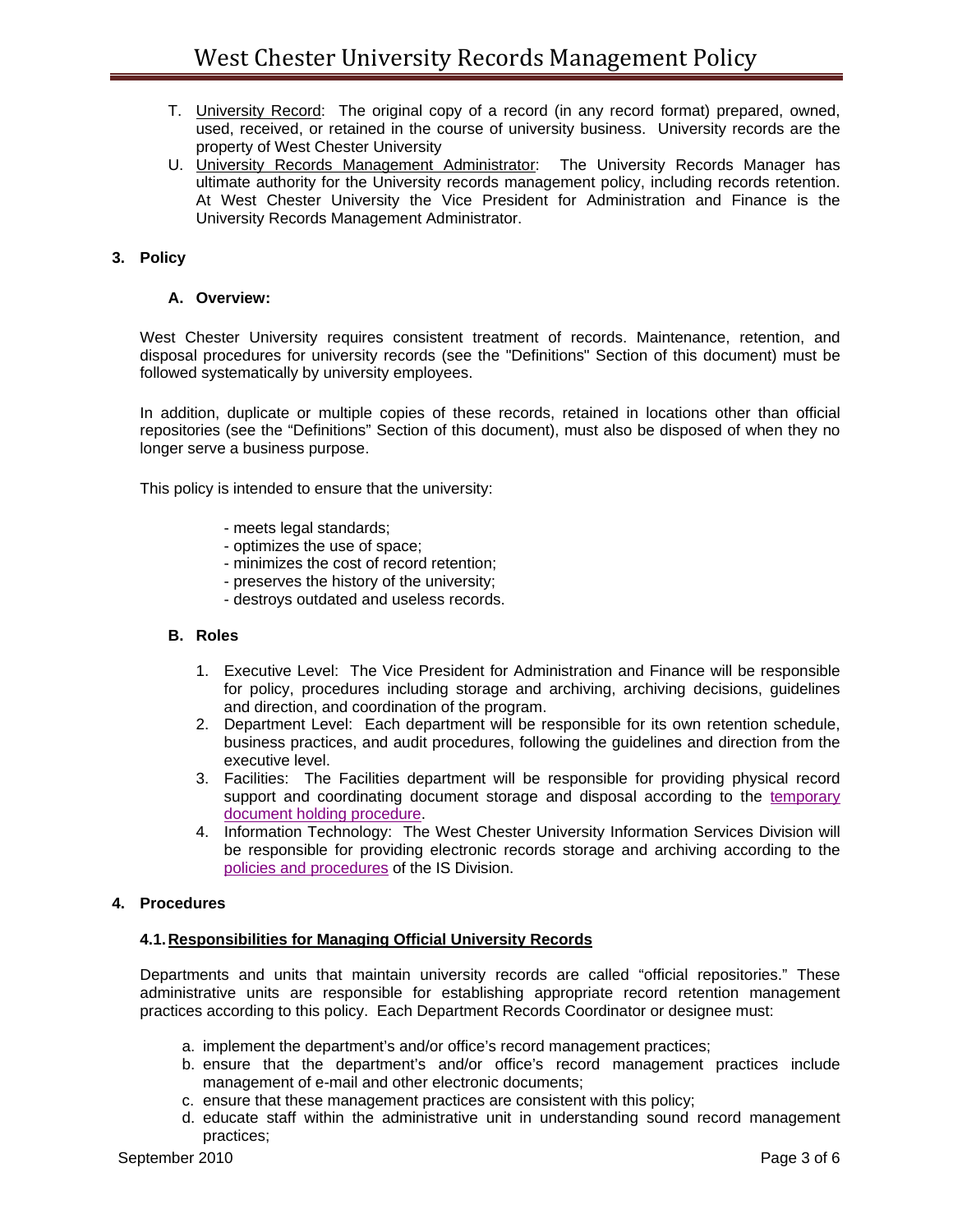T. University Record: The original copy of a record (in any record format) prepared, owned, used, received, or retained in the course of university business. University records are the property of West Chester University

U. University Records Management Administrator: The University Records Manager has ultimate authority for the University records management policy, including records retention. At West Chester University the Vice President for Administration and Finance is the University Records Management Administrator.

## 3. Policy

### A. Overview:

West Chester University requires consistent treatment of records. Maintenance, retention, and disposal procedures for university records (see the "Definitions" Section of this document) must be followed systematically by university employees.

In addition, duplicate or multiple copies of these records, retained in locations other than official repositories (see the "Definitions" Section of this document), must also be disposed of when they no longer serve a business purpose.

This policy is intended to ensure that the university:

- meets legal standards;
- optimizes the use of space;
- minimizes the cost of record retention;
- preserves the history of the university;
- destroys outdated and useless records.

### B. Roles

1. Executive Level: The Vice President for Administration and Finance will be responsible for policy, procedures including storage and archiving, archiving decisions, guidelines and direction, and coordination of the program.
2. Department Level: Each department will be responsible for its own retention schedule, business practices, and audit procedures, following the guidelines and direction from the executive level.
3. Facilities: The Facilities department will be responsible for providing physical record support and coordinating document storage and disposal according to the temporary document holding procedure.
4. Information Technology: The West Chester University Information Services Division will be responsible for providing electronic records storage and archiving according to the policies and procedures of the IS Division.

## 4. Procedures

### 4.1. Responsibilities for Managing Official University Records

Departments and units that maintain university records are called "official repositories." These administrative units are responsible for establishing appropriate record retention management practices according to this policy. Each Department Records Coordinator or designee must:

a. implement the department's and/or office's record management practices;
b. ensure that the department's and/or office's record management practices include management of e-mail and other electronic documents;
c. ensure that these management practices are consistent with this policy;
d. educate staff within the administrative unit in understanding sound record management practices;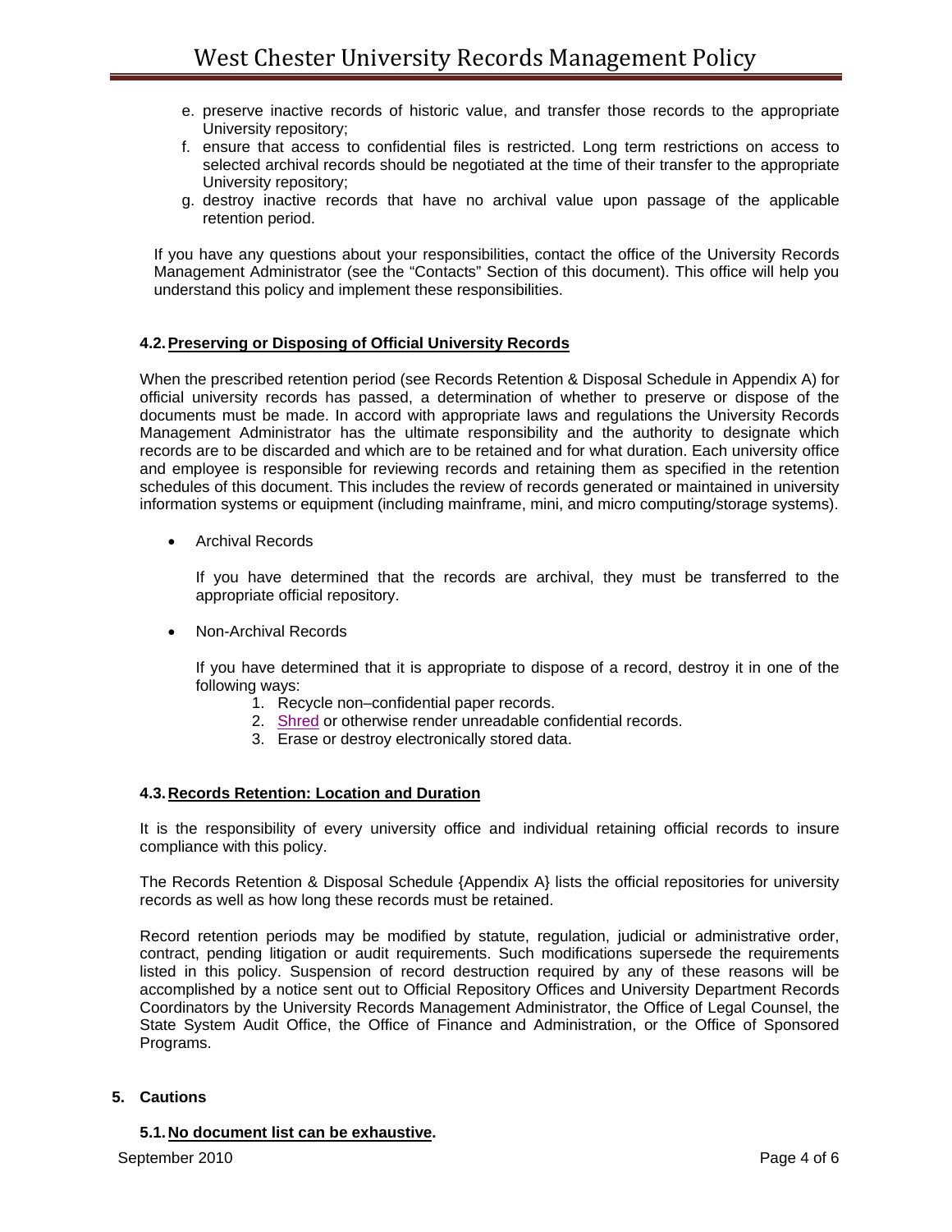e. preserve inactive records of historic value, and transfer those records to the appropriate University repository;
f. ensure that access to confidential files is restricted. Long term restrictions on access to selected archival records should be negotiated at the time of their transfer to the appropriate University repository;
g. destroy inactive records that have no archival value upon passage of the applicable retention period.

If you have any questions about your responsibilities, contact the office of the University Records Management Administrator (see the "Contacts" Section of this document). This office will help you understand this policy and implement these responsibilities.

### 4.2. Preserving or Disposing of Official University Records

When the prescribed retention period (see Records Retention & Disposal Schedule in Appendix A) for official university records has passed, a determination of whether to preserve or dispose of the documents must be made. In accord with appropriate laws and regulations the University Records Management Administrator has the ultimate responsibility and the authority to designate which records are to be discarded and which are to be retained and for what duration. Each university office and employee is responsible for reviewing records and retaining them as specified in the retention schedules of this document. This includes the review of records generated or maintained in university information systems or equipment (including mainframe, mini, and micro computing/storage systems).

- Archival Records

  If you have determined that the records are archival, they must be transferred to the appropriate official repository.

- Non-Archival Records

  If you have determined that it is appropriate to dispose of a record, destroy it in one of the following ways:

  1. Recycle non–confidential paper records.
  2. Shred or otherwise render unreadable confidential records.
  3. Erase or destroy electronically stored data.

### 4.3. Records Retention: Location and Duration

It is the responsibility of every university office and individual retaining official records to insure compliance with this policy.

The Records Retention & Disposal Schedule {Appendix A} lists the official repositories for university records as well as how long these records must be retained.

Record retention periods may be modified by statute, regulation, judicial or administrative order, contract, pending litigation or audit requirements. Such modifications supersede the requirements listed in this policy. Suspension of record destruction required by any of these reasons will be accomplished by a notice sent out to Official Repository Offices and University Department Records Coordinators by the University Records Management Administrator, the Office of Legal Counsel, the State System Audit Office, the Office of Finance and Administration, or the Office of Sponsored Programs.

## 5. Cautions

### 5.1. No document list can be exhaustive.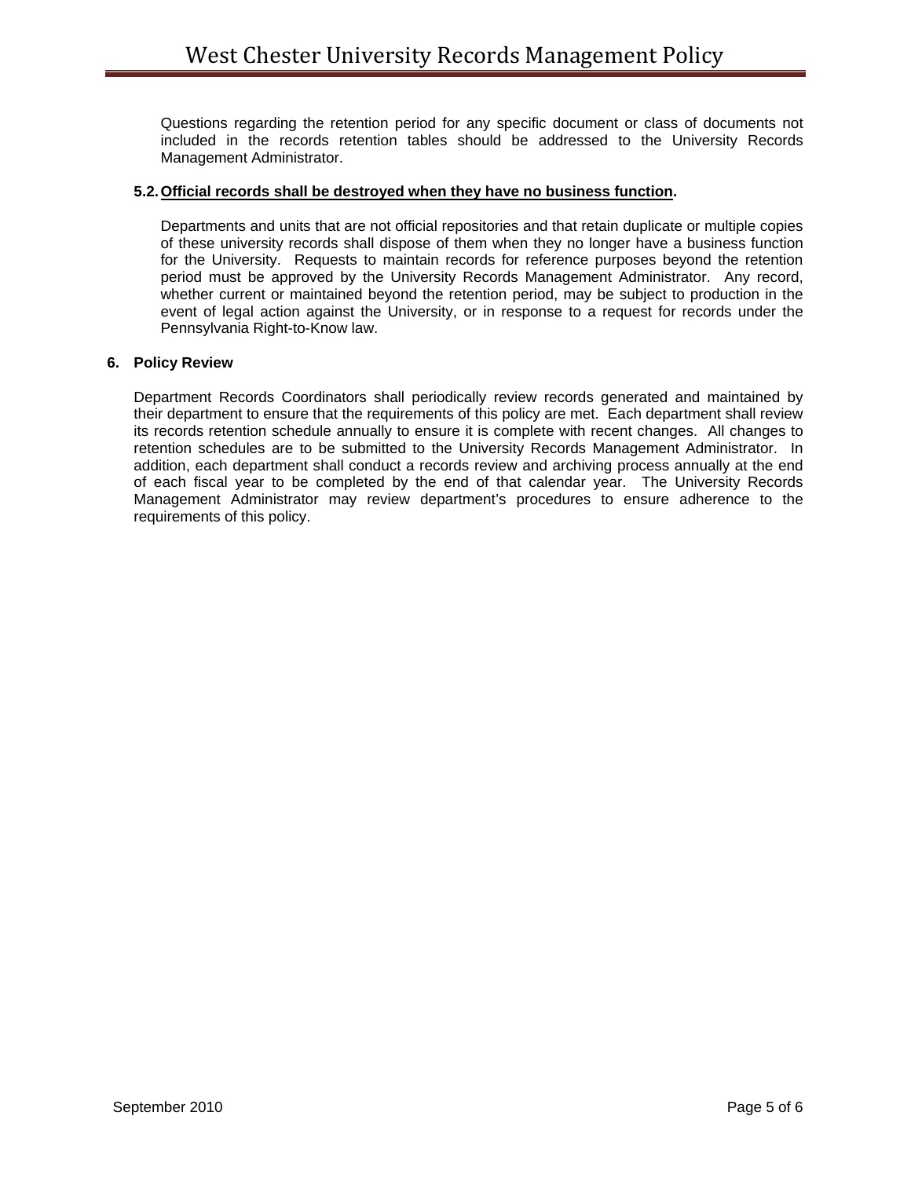Questions regarding the retention period for any specific document or class of documents not included in the records retention tables should be addressed to the University Records Management Administrator.

### 5.2. <u>Official records shall be destroyed when they have no business function</u>.

Departments and units that are not official repositories and that retain duplicate or multiple copies of these university records shall dispose of them when they no longer have a business function for the University. Requests to maintain records for reference purposes beyond the retention period must be approved by the University Records Management Administrator. Any record, whether current or maintained beyond the retention period, may be subject to production in the event of legal action against the University, or in response to a request for records under the Pennsylvania Right-to-Know law.

## 6. Policy Review

Department Records Coordinators shall periodically review records generated and maintained by their department to ensure that the requirements of this policy are met. Each department shall review its records retention schedule annually to ensure it is complete with recent changes. All changes to retention schedules are to be submitted to the University Records Management Administrator. In addition, each department shall conduct a records review and archiving process annually at the end of each fiscal year to be completed by the end of that calendar year. The University Records Management Administrator may review department's procedures to ensure adherence to the requirements of this policy.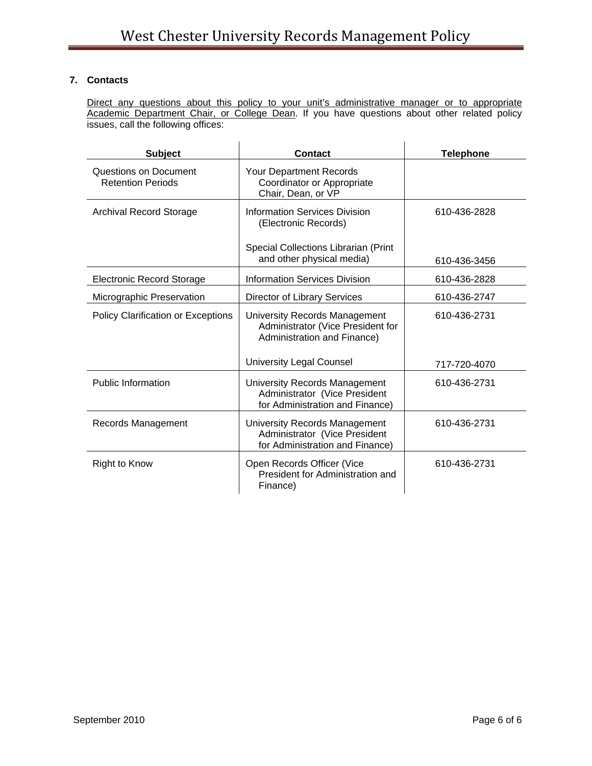## 7. Contacts

Direct any questions about this policy to your unit's administrative manager or to appropriate Academic Department Chair, or College Dean. If you have questions about other related policy issues, call the following offices:

| Subject | Contact | Telephone |
|---|---|---|
| Questions on Document Retention Periods | Your Department Records Coordinator or Appropriate Chair, Dean, or VP | |
| Archival Record Storage | Information Services Division (Electronic Records)<br><br>Special Collections Librarian (Print and other physical media) | 610-436-2828<br><br>610-436-3456 |
| Electronic Record Storage | Information Services Division | 610-436-2828 |
| Micrographic Preservation | Director of Library Services | 610-436-2747 |
| Policy Clarification or Exceptions | University Records Management Administrator (Vice President for Administration and Finance)<br><br>University Legal Counsel | 610-436-2731<br><br>717-720-4070 |
| Public Information | University Records Management Administrator (Vice President for Administration and Finance) | 610-436-2731 |
| Records Management | University Records Management Administrator (Vice President for Administration and Finance) | 610-436-2731 |
| Right to Know | Open Records Officer (Vice President for Administration and Finance) | 610-436-2731 |